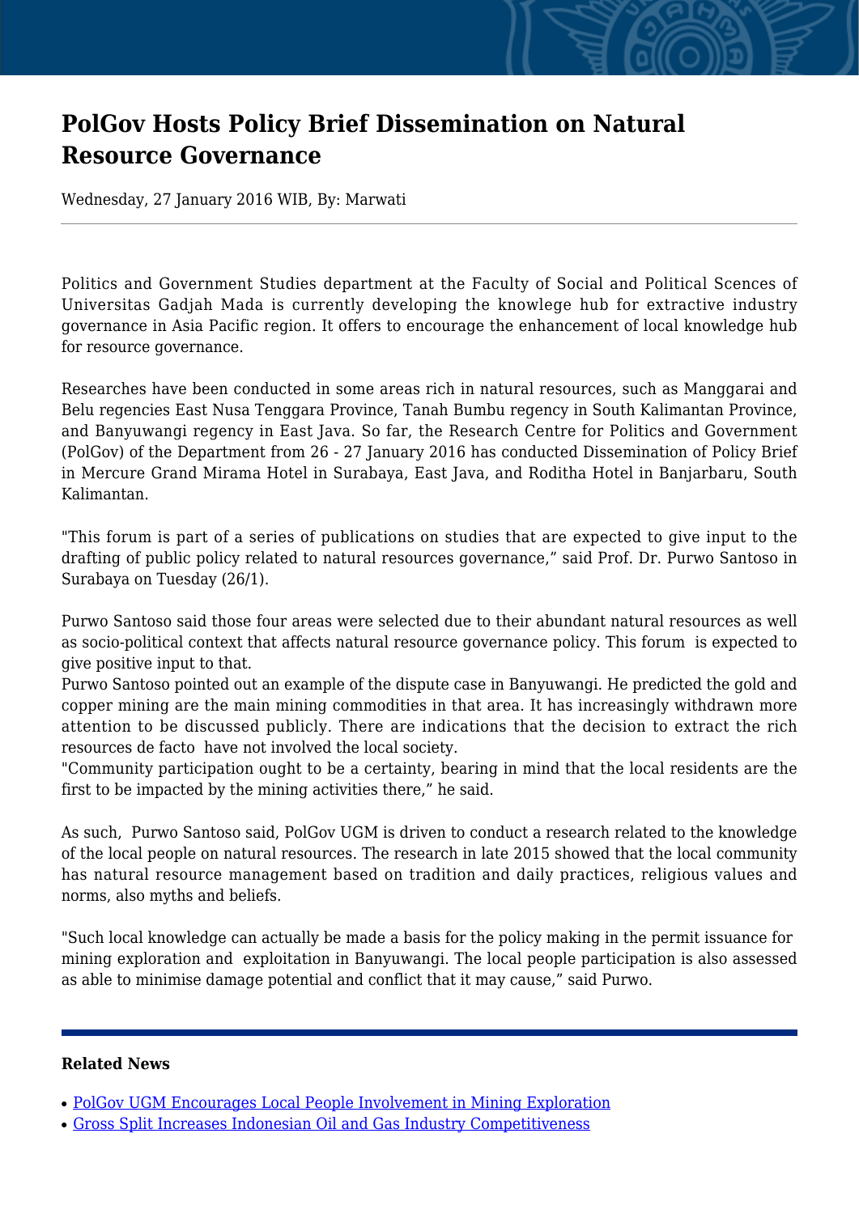# PolGov Hosts Policy Brief Dissemination on Natural Resource Governance

Wednesday, 27 January 2016 WIB, By: Marwati

Politics and Government Studies department at the Faculty of Social and Political Scences of Universitas Gadjah Mada is currently developing the knowlege hub for extractive industry governance in Asia Pacific region. It offers to encourage the enhancement of local knowledge hub for resource governance.

Researches have been conducted in some areas rich in natural resources, such as Manggarai and Belu regencies East Nusa Tenggara Province, Tanah Bumbu regency in South Kalimantan Province, and Banyuwangi regency in East Java. So far, the Research Centre for Politics and Government (PolGov) of the Department from 26 - 27 January 2016 has conducted Dissemination of Policy Brief in Mercure Grand Mirama Hotel in Surabaya, East Java, and Roditha Hotel in Banjarbaru, South Kalimantan.

"This forum is part of a series of publications on studies that are expected to give input to the drafting of public policy related to natural resources governance," said Prof. Dr. Purwo Santoso in Surabaya on Tuesday (26/1).

Purwo Santoso said those four areas were selected due to their abundant natural resources as well as socio-political context that affects natural resource governance policy. This forum is expected to give positive input to that.

Purwo Santoso pointed out an example of the dispute case in Banyuwangi. He predicted the gold and copper mining are the main mining commodities in that area. It has increasingly withdrawn more attention to be discussed publicly. There are indications that the decision to extract the rich resources de facto have not involved the local society.

"Community participation ought to be a certainty, bearing in mind that the local residents are the first to be impacted by the mining activities there," he said.

As such, Purwo Santoso said, PolGov UGM is driven to conduct a research related to the knowledge of the local people on natural resources. The research in late 2015 showed that the local community has natural resource management based on tradition and daily practices, religious values and norms, also myths and beliefs.

"Such local knowledge can actually be made a basis for the policy making in the permit issuance for mining exploration and exploitation in Banyuwangi. The local people participation is also assessed as able to minimise damage potential and conflict that it may cause," said Purwo.

---

**Related News**

- PolGov UGM Encourages Local People Involvement in Mining Exploration
- Gross Split Increases Indonesian Oil and Gas Industry Competitiveness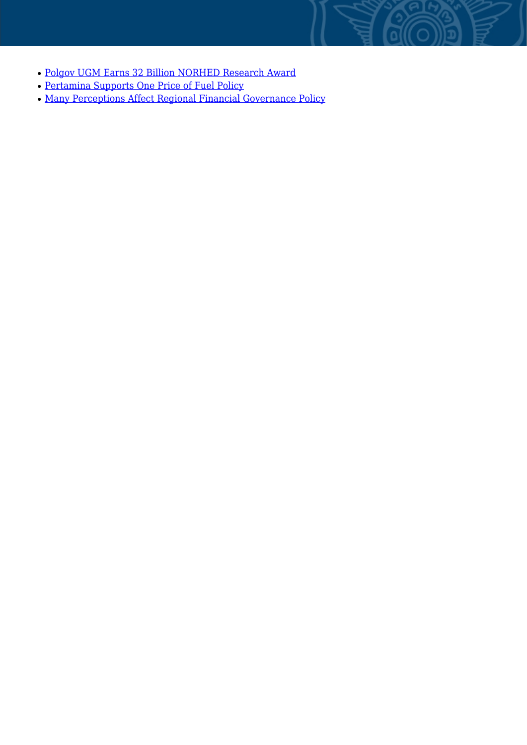- [Polgov UGM Earns 32 Billion NORHED Research Award]()
- [Pertamina Supports One Price of Fuel Policy]()
- [Many Perceptions Affect Regional Financial Governance Policy]()